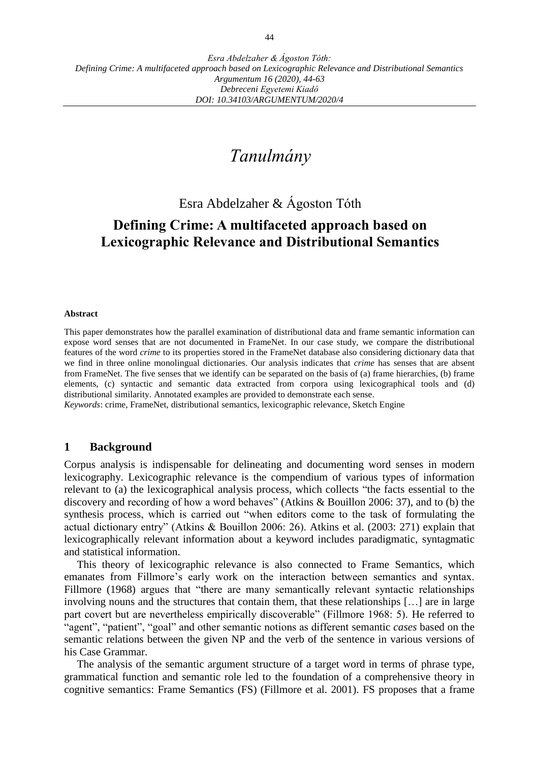# *Tanulmány*

Esra Abdelzaher & Ágoston Tóth

## Defining Crime: A multifaceted approach based on Lexicographic Relevance and Distributional Semantics

**Abstract**

This paper demonstrates how the parallel examination of distributional data and frame semantic information can expose word senses that are not documented in FrameNet. In our case study, we compare the distributional features of the word *crime* to its properties stored in the FrameNet database also considering dictionary data that we find in three online monolingual dictionaries. Our analysis indicates that *crime* has senses that are absent from FrameNet. The five senses that we identify can be separated on the basis of (a) frame hierarchies, (b) frame elements, (c) syntactic and semantic data extracted from corpora using lexicographical tools and (d) distributional similarity. Annotated examples are provided to demonstrate each sense.

*Keywords*: crime, FrameNet, distributional semantics, lexicographic relevance, Sketch Engine

## 1 Background

Corpus analysis is indispensable for delineating and documenting word senses in modern lexicography. Lexicographic relevance is the compendium of various types of information relevant to (a) the lexicographical analysis process, which collects "the facts essential to the discovery and recording of how a word behaves" (Atkins & Bouillon 2006: 37), and to (b) the synthesis process, which is carried out "when editors come to the task of formulating the actual dictionary entry" (Atkins & Bouillon 2006: 26). Atkins et al. (2003: 271) explain that lexicographically relevant information about a keyword includes paradigmatic, syntagmatic and statistical information.

This theory of lexicographic relevance is also connected to Frame Semantics, which emanates from Fillmore's early work on the interaction between semantics and syntax. Fillmore (1968) argues that "there are many semantically relevant syntactic relationships involving nouns and the structures that contain them, that these relationships […] are in large part covert but are nevertheless empirically discoverable" (Fillmore 1968: 5). He referred to "agent", "patient", "goal" and other semantic notions as different semantic *cases* based on the semantic relations between the given NP and the verb of the sentence in various versions of his Case Grammar.

The analysis of the semantic argument structure of a target word in terms of phrase type, grammatical function and semantic role led to the foundation of a comprehensive theory in cognitive semantics: Frame Semantics (FS) (Fillmore et al. 2001). FS proposes that a frame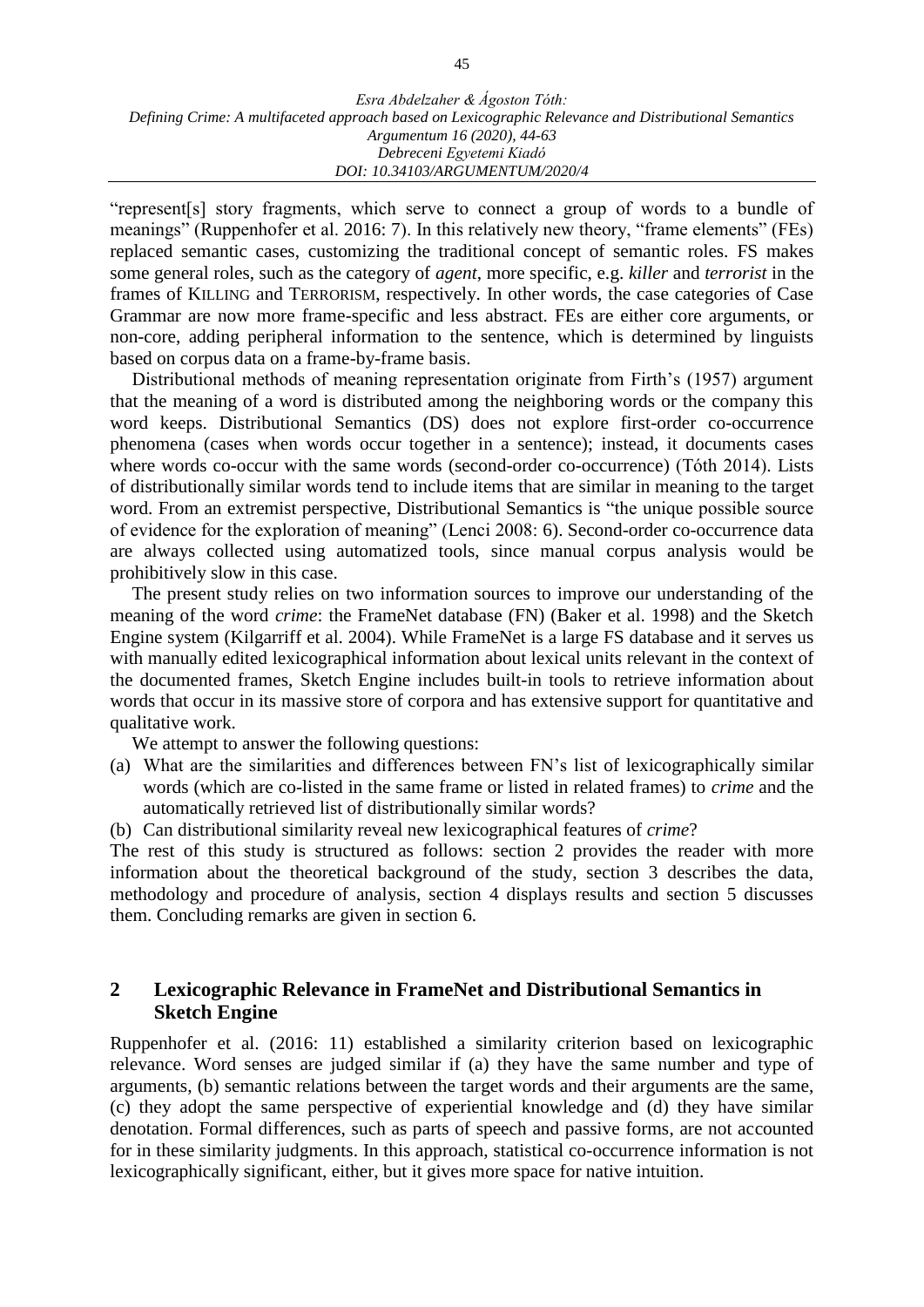"represent[s] story fragments, which serve to connect a group of words to a bundle of meanings" (Ruppenhofer et al. 2016: 7). In this relatively new theory, "frame elements" (FEs) replaced semantic cases, customizing the traditional concept of semantic roles. FS makes some general roles, such as the category of *agent*, more specific, e.g. *killer* and *terrorist* in the frames of KILLING and TERRORISM, respectively. In other words, the case categories of Case Grammar are now more frame-specific and less abstract. FEs are either core arguments, or non-core, adding peripheral information to the sentence, which is determined by linguists based on corpus data on a frame-by-frame basis.

Distributional methods of meaning representation originate from Firth's (1957) argument that the meaning of a word is distributed among the neighboring words or the company this word keeps. Distributional Semantics (DS) does not explore first-order co-occurrence phenomena (cases when words occur together in a sentence); instead, it documents cases where words co-occur with the same words (second-order co-occurrence) (Tóth 2014). Lists of distributionally similar words tend to include items that are similar in meaning to the target word. From an extremist perspective, Distributional Semantics is "the unique possible source of evidence for the exploration of meaning" (Lenci 2008: 6). Second-order co-occurrence data are always collected using automatized tools, since manual corpus analysis would be prohibitively slow in this case.

The present study relies on two information sources to improve our understanding of the meaning of the word *crime*: the FrameNet database (FN) (Baker et al. 1998) and the Sketch Engine system (Kilgarriff et al. 2004). While FrameNet is a large FS database and it serves us with manually edited lexicographical information about lexical units relevant in the context of the documented frames, Sketch Engine includes built-in tools to retrieve information about words that occur in its massive store of corpora and has extensive support for quantitative and qualitative work.

We attempt to answer the following questions:

(a) What are the similarities and differences between FN's list of lexicographically similar words (which are co-listed in the same frame or listed in related frames) to *crime* and the automatically retrieved list of distributionally similar words?

(b) Can distributional similarity reveal new lexicographical features of *crime*?

The rest of this study is structured as follows: section 2 provides the reader with more information about the theoretical background of the study, section 3 describes the data, methodology and procedure of analysis, section 4 displays results and section 5 discusses them. Concluding remarks are given in section 6.

## 2 Lexicographic Relevance in FrameNet and Distributional Semantics in Sketch Engine

Ruppenhofer et al. (2016: 11) established a similarity criterion based on lexicographic relevance. Word senses are judged similar if (a) they have the same number and type of arguments, (b) semantic relations between the target words and their arguments are the same, (c) they adopt the same perspective of experiential knowledge and (d) they have similar denotation. Formal differences, such as parts of speech and passive forms, are not accounted for in these similarity judgments. In this approach, statistical co-occurrence information is not lexicographically significant, either, but it gives more space for native intuition.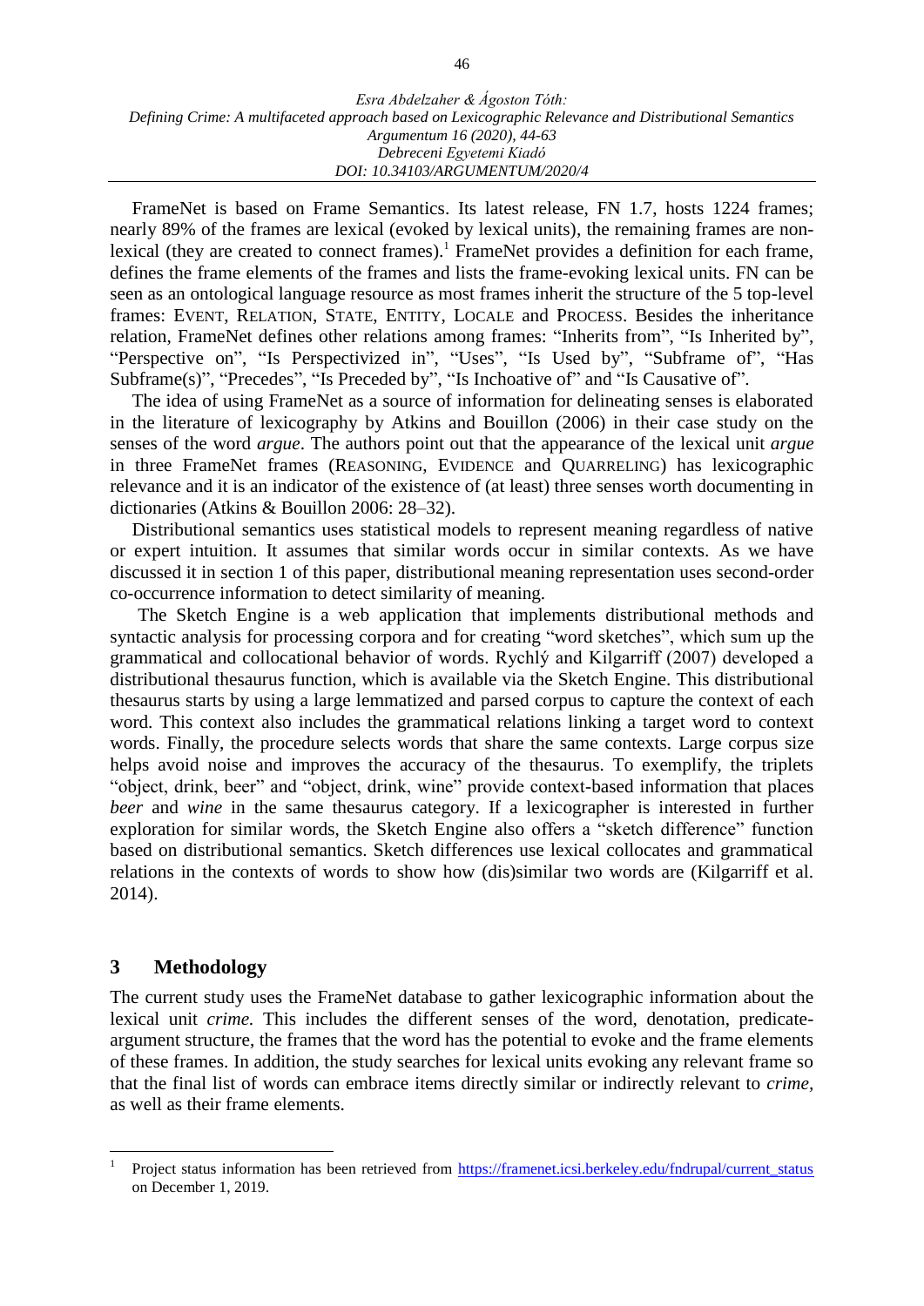FrameNet is based on Frame Semantics. Its latest release, FN 1.7, hosts 1224 frames; nearly 89% of the frames are lexical (evoked by lexical units), the remaining frames are non-lexical (they are created to connect frames).[1] FrameNet provides a definition for each frame, defines the frame elements of the frames and lists the frame-evoking lexical units. FN can be seen as an ontological language resource as most frames inherit the structure of the 5 top-level frames: EVENT, RELATION, STATE, ENTITY, LOCALE and PROCESS. Besides the inheritance relation, FrameNet defines other relations among frames: "Inherits from", "Is Inherited by", "Perspective on", "Is Perspectivized in", "Uses", "Is Used by", "Subframe of", "Has Subframe(s)", "Precedes", "Is Preceded by", "Is Inchoative of" and "Is Causative of".

The idea of using FrameNet as a source of information for delineating senses is elaborated in the literature of lexicography by Atkins and Bouillon (2006) in their case study on the senses of the word *argue*. The authors point out that the appearance of the lexical unit *argue* in three FrameNet frames (REASONING, EVIDENCE and QUARRELING) has lexicographic relevance and it is an indicator of the existence of (at least) three senses worth documenting in dictionaries (Atkins & Bouillon 2006: 28–32).

Distributional semantics uses statistical models to represent meaning regardless of native or expert intuition. It assumes that similar words occur in similar contexts. As we have discussed it in section 1 of this paper, distributional meaning representation uses second-order co-occurrence information to detect similarity of meaning.

The Sketch Engine is a web application that implements distributional methods and syntactic analysis for processing corpora and for creating "word sketches", which sum up the grammatical and collocational behavior of words. Rychlý and Kilgarriff (2007) developed a distributional thesaurus function, which is available via the Sketch Engine. This distributional thesaurus starts by using a large lemmatized and parsed corpus to capture the context of each word. This context also includes the grammatical relations linking a target word to context words. Finally, the procedure selects words that share the same contexts. Large corpus size helps avoid noise and improves the accuracy of the thesaurus. To exemplify, the triplets "object, drink, beer" and "object, drink, wine" provide context-based information that places *beer* and *wine* in the same thesaurus category. If a lexicographer is interested in further exploration for similar words, the Sketch Engine also offers a "sketch difference" function based on distributional semantics. Sketch differences use lexical collocates and grammatical relations in the contexts of words to show how (dis)similar two words are (Kilgarriff et al. 2014).

## 3 Methodology

The current study uses the FrameNet database to gather lexicographic information about the lexical unit *crime.* This includes the different senses of the word, denotation, predicate-argument structure, the frames that the word has the potential to evoke and the frame elements of these frames. In addition, the study searches for lexical units evoking any relevant frame so that the final list of words can embrace items directly similar or indirectly relevant to *crime,* as well as their frame elements.

---

[1] Project status information has been retrieved from https://framenet.icsi.berkeley.edu/fndrupal/current_status on December 1, 2019.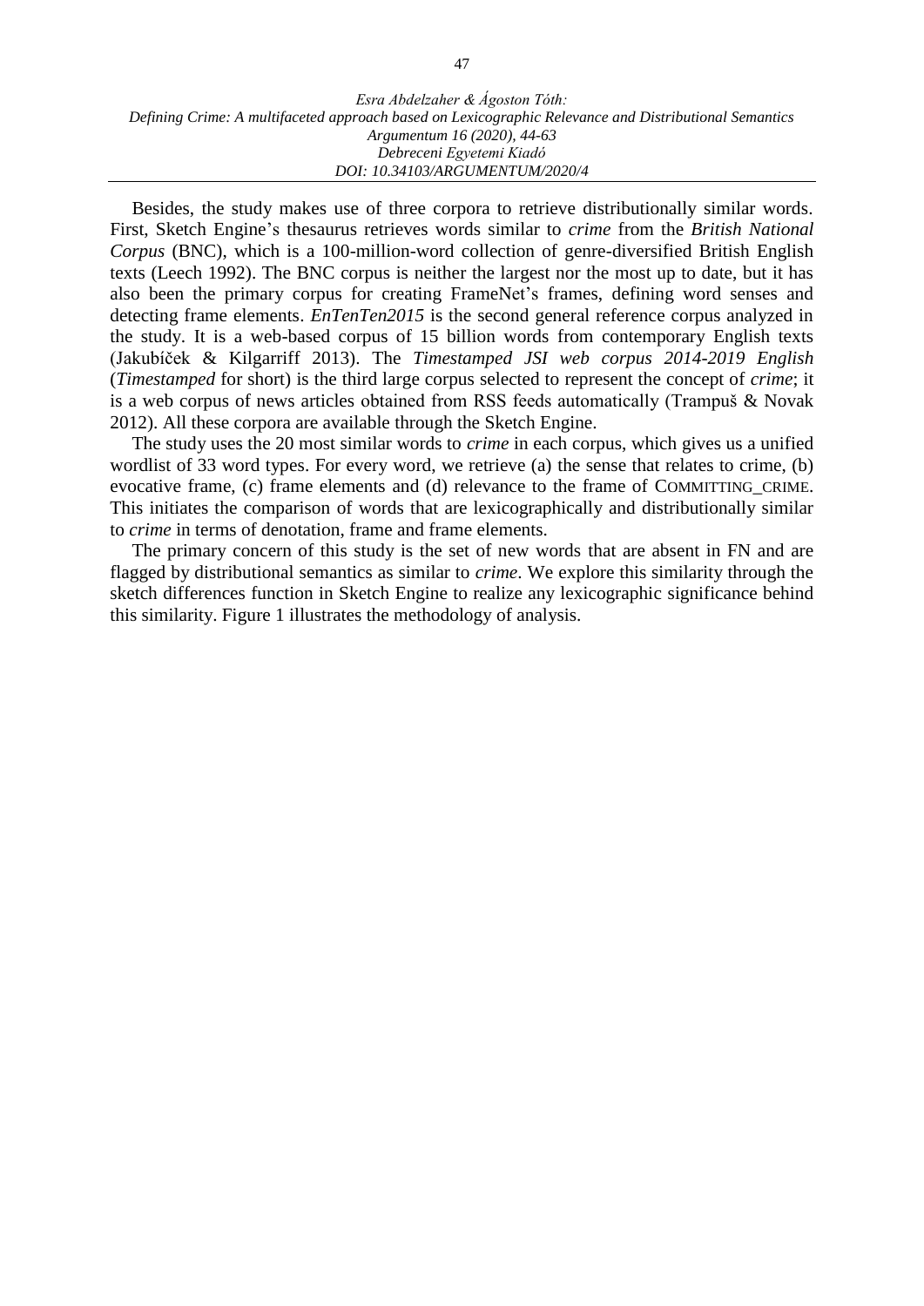Besides, the study makes use of three corpora to retrieve distributionally similar words. First, Sketch Engine's thesaurus retrieves words similar to *crime* from the *British National Corpus* (BNC), which is a 100-million-word collection of genre-diversified British English texts (Leech 1992). The BNC corpus is neither the largest nor the most up to date, but it has also been the primary corpus for creating FrameNet's frames, defining word senses and detecting frame elements. *EnTenTen2015* is the second general reference corpus analyzed in the study. It is a web-based corpus of 15 billion words from contemporary English texts (Jakubíček & Kilgarriff 2013). The *Timestamped JSI web corpus 2014-2019 English* (*Timestamped* for short) is the third large corpus selected to represent the concept of *crime*; it is a web corpus of news articles obtained from RSS feeds automatically (Trampuš & Novak 2012). All these corpora are available through the Sketch Engine.

The study uses the 20 most similar words to *crime* in each corpus, which gives us a unified wordlist of 33 word types. For every word, we retrieve (a) the sense that relates to crime, (b) evocative frame, (c) frame elements and (d) relevance to the frame of COMMITTING_CRIME. This initiates the comparison of words that are lexicographically and distributionally similar to *crime* in terms of denotation, frame and frame elements.

The primary concern of this study is the set of new words that are absent in FN and are flagged by distributional semantics as similar to *crime*. We explore this similarity through the sketch differences function in Sketch Engine to realize any lexicographic significance behind this similarity. Figure 1 illustrates the methodology of analysis.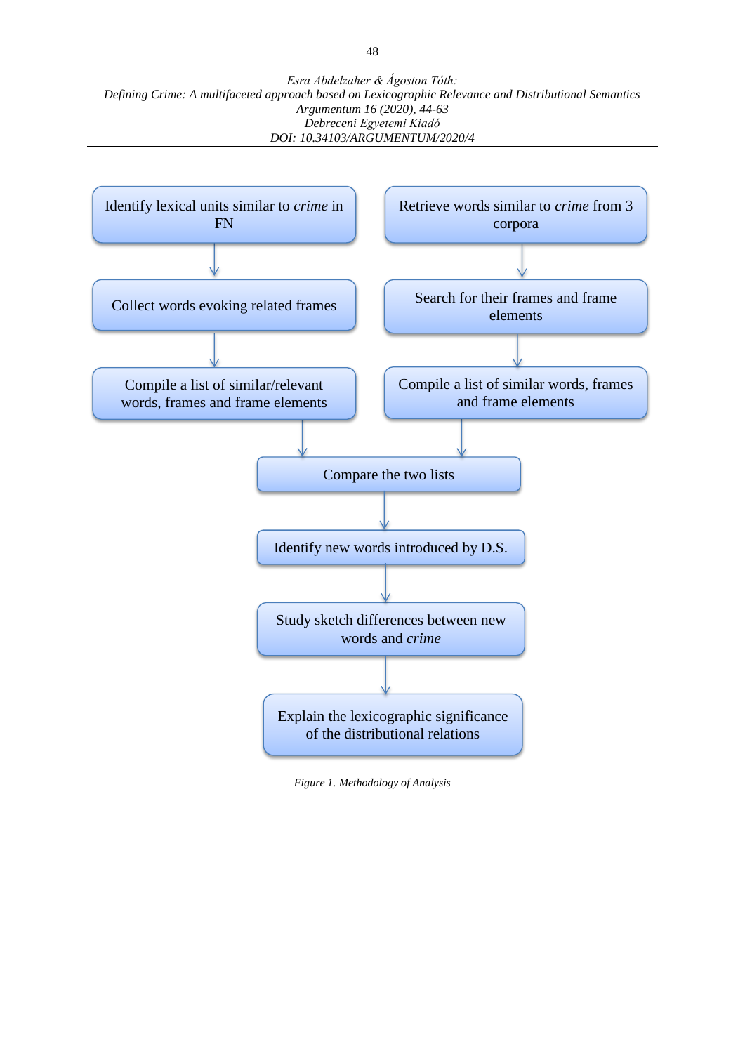Identify lexical units similar to *crime* in FN

Collect words evoking related frames

Compile a list of similar/relevant words, frames and frame elements

Retrieve words similar to *crime* from 3 corpora

Search for their frames and frame elements

Compile a list of similar words, frames and frame elements

Compare the two lists

Identify new words introduced by D.S.

Study sketch differences between new words and *crime*

Explain the lexicographic significance of the distributional relations

*Figure 1. Methodology of Analysis*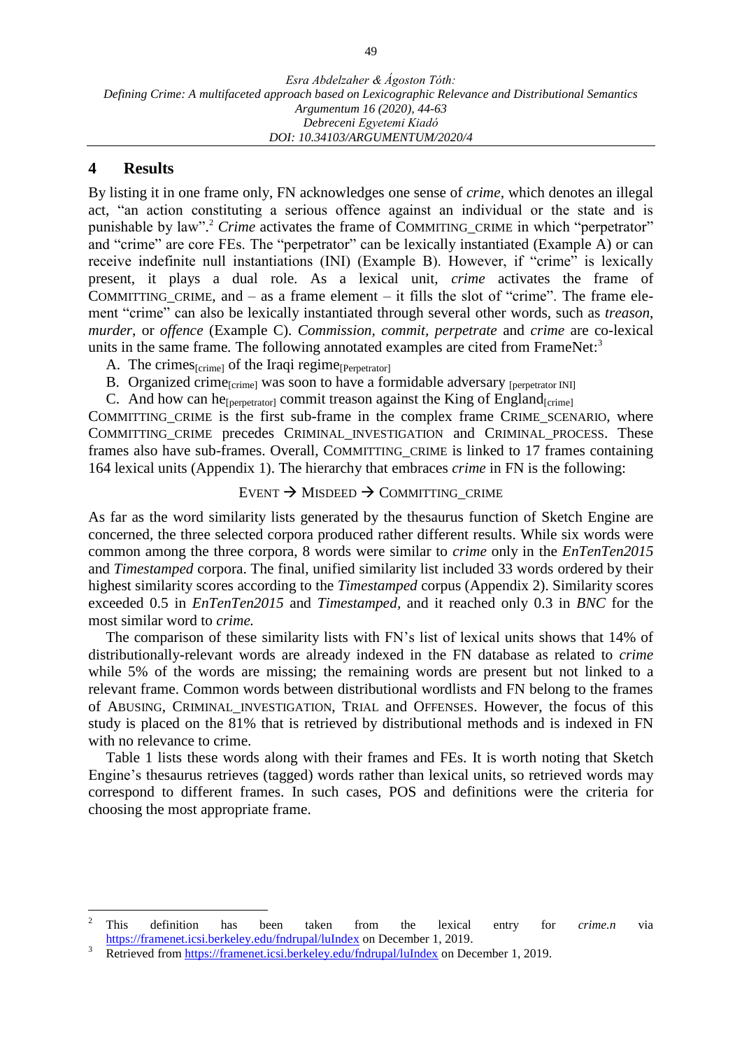## 4 Results

By listing it in one frame only, FN acknowledges one sense of *crime*, which denotes an illegal act, "an action constituting a serious offence against an individual or the state and is punishable by law".[2] *Crime* activates the frame of COMMITING_CRIME in which "perpetrator" and "crime" are core FEs. The "perpetrator" can be lexically instantiated (Example A) or can receive indefinite null instantiations (INI) (Example B). However, if "crime" is lexically present, it plays a dual role. As a lexical unit, *crime* activates the frame of COMMITTING_CRIME, and – as a frame element – it fills the slot of "crime". The frame element "crime" can also be lexically instantiated through several other words, such as *treason*, *murder*, or *offence* (Example C). *Commission*, *commit*, *perpetrate* and *crime* are co-lexical units in the same frame. The following annotated examples are cited from FrameNet:[3]

A. The crimes$_{\text{[crime]}}$ of the Iraqi regime$_{\text{[Perpetrator]}}$

B. Organized crime$_{\text{[crime]}}$ was soon to have a formidable adversary $_{\text{[perpetrator INI]}}$

C. And how can he$_{\text{[perpetrator]}}$ commit treason against the King of England$_{\text{[crime]}}$

COMMITTING_CRIME is the first sub-frame in the complex frame CRIME_SCENARIO, where COMMITTING_CRIME precedes CRIMINAL_INVESTIGATION and CRIMINAL_PROCESS. These frames also have sub-frames. Overall, COMMITTING_CRIME is linked to 17 frames containing 164 lexical units (Appendix 1). The hierarchy that embraces *crime* in FN is the following:

EVENT → MISDEED → COMMITTING_CRIME

As far as the word similarity lists generated by the thesaurus function of Sketch Engine are concerned, the three selected corpora produced rather different results. While six words were common among the three corpora, 8 words were similar to *crime* only in the *EnTenTen2015* and *Timestamped* corpora. The final, unified similarity list included 33 words ordered by their highest similarity scores according to the *Timestamped* corpus (Appendix 2). Similarity scores exceeded 0.5 in *EnTenTen2015* and *Timestamped*, and it reached only 0.3 in *BNC* for the most similar word to *crime.*

The comparison of these similarity lists with FN's list of lexical units shows that 14% of distributionally-relevant words are already indexed in the FN database as related to *crime* while 5% of the words are missing; the remaining words are present but not linked to a relevant frame. Common words between distributional wordlists and FN belong to the frames of ABUSING, CRIMINAL_INVESTIGATION, TRIAL and OFFENSES. However, the focus of this study is placed on the 81% that is retrieved by distributional methods and is indexed in FN with no relevance to crime.

Table 1 lists these words along with their frames and FEs. It is worth noting that Sketch Engine's thesaurus retrieves (tagged) words rather than lexical units, so retrieved words may correspond to different frames. In such cases, POS and definitions were the criteria for choosing the most appropriate frame.

---

[2] This definition has been taken from the lexical entry for *crime.n* via https://framenet.icsi.berkeley.edu/fndrupal/luIndex on December 1, 2019.

[3] Retrieved from https://framenet.icsi.berkeley.edu/fndrupal/luIndex on December 1, 2019.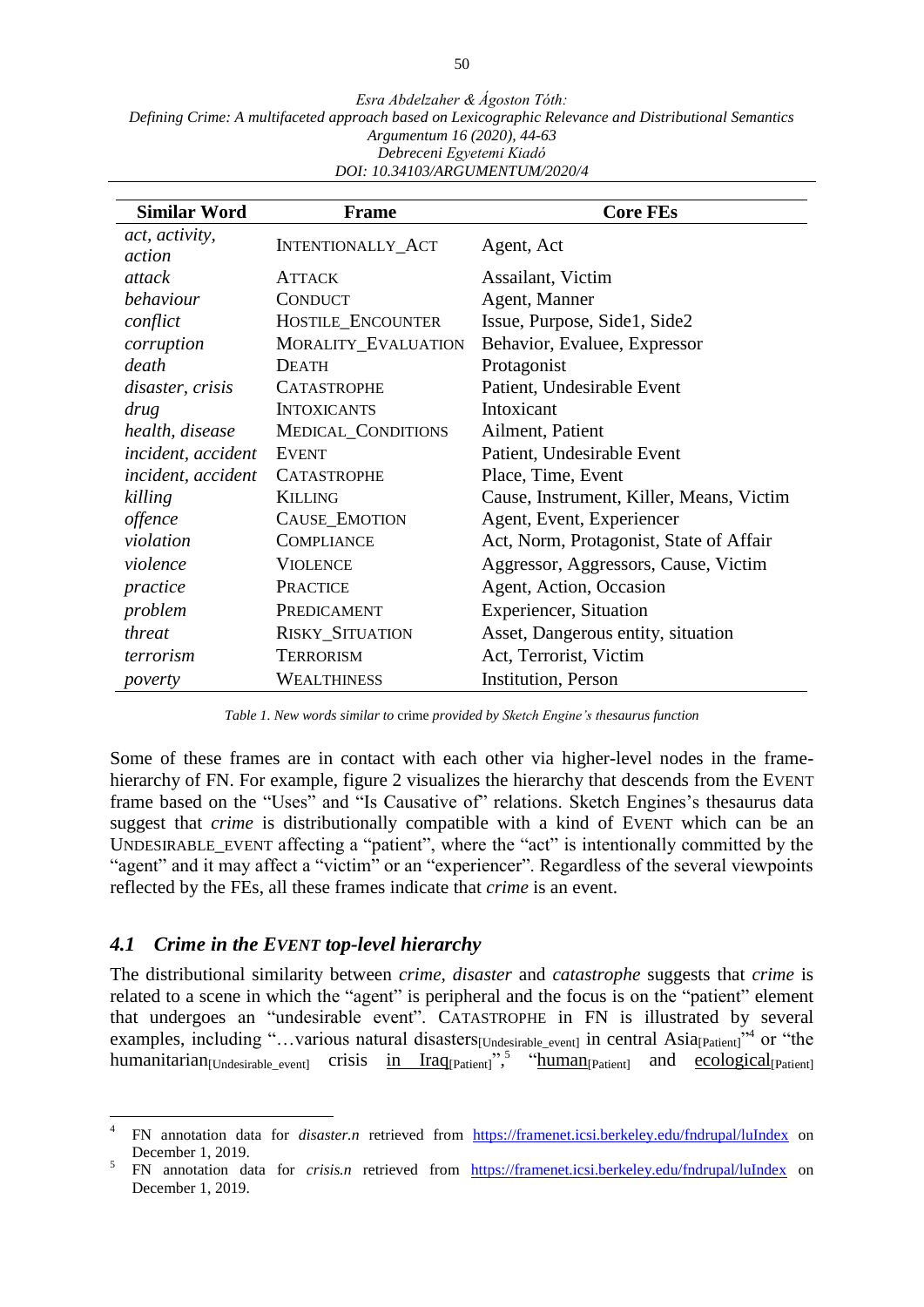| Similar Word | Frame | Core FEs |
|---|---|---|
| *act, activity, action* | INTENTIONALLY_ACT | Agent, Act |
| *attack* | ATTACK | Assailant, Victim |
| *behaviour* | CONDUCT | Agent, Manner |
| *conflict* | HOSTILE_ENCOUNTER | Issue, Purpose, Side1, Side2 |
| *corruption* | MORALITY_EVALUATION | Behavior, Evaluee, Expressor |
| *death* | DEATH | Protagonist |
| *disaster, crisis* | CATASTROPHE | Patient, Undesirable Event |
| *drug* | INTOXICANTS | Intoxicant |
| *health, disease* | MEDICAL_CONDITIONS | Ailment, Patient |
| *incident, accident* | EVENT | Patient, Undesirable Event |
| *incident, accident* | CATASTROPHE | Place, Time, Event |
| *killing* | KILLING | Cause, Instrument, Killer, Means, Victim |
| *offence* | CAUSE_EMOTION | Agent, Event, Experiencer |
| *violation* | COMPLIANCE | Act, Norm, Protagonist, State of Affair |
| *violence* | VIOLENCE | Aggressor, Aggressors, Cause, Victim |
| *practice* | PRACTICE | Agent, Action, Occasion |
| *problem* | PREDICAMENT | Experiencer, Situation |
| *threat* | RISKY_SITUATION | Asset, Dangerous entity, situation |
| *terrorism* | TERRORISM | Act, Terrorist, Victim |
| *poverty* | WEALTHINESS | Institution, Person |

*Table 1. New words similar to* crime *provided by Sketch Engine's thesaurus function*

Some of these frames are in contact with each other via higher-level nodes in the frame-hierarchy of FN. For example, figure 2 visualizes the hierarchy that descends from the EVENT frame based on the "Uses" and "Is Causative of" relations. Sketch Engines's thesaurus data suggest that *crime* is distributionally compatible with a kind of EVENT which can be an UNDESIRABLE_EVENT affecting a "patient", where the "act" is intentionally committed by the "agent" and it may affect a "victim" or an "experiencer". Regardless of the several viewpoints reflected by the FEs, all these frames indicate that *crime* is an event.

### *4.1 Crime in the EVENT top-level hierarchy*

The distributional similarity between *crime, disaster* and *catastrophe* suggests that *crime* is related to a scene in which the "agent" is peripheral and the focus is on the "patient" element that undergoes an "undesirable event". CATASTROPHE in FN is illustrated by several examples, including "…various natural disasters$_{\text{[Undesirable\_event]}}$ in central Asia$_{\text{[Patient]}}$"[4] or "the humanitarian$_{\text{[Undesirable\_event]}}$ crisis in Iraq$_{\text{[Patient]}}$",[5] "human$_{\text{[Patient]}}$ and ecological$_{\text{[Patient]}}$

---

[4] FN annotation data for *disaster.n* retrieved from https://framenet.icsi.berkeley.edu/fndrupal/luIndex on December 1, 2019.

[5] FN annotation data for *crisis.n* retrieved from https://framenet.icsi.berkeley.edu/fndrupal/luIndex on December 1, 2019.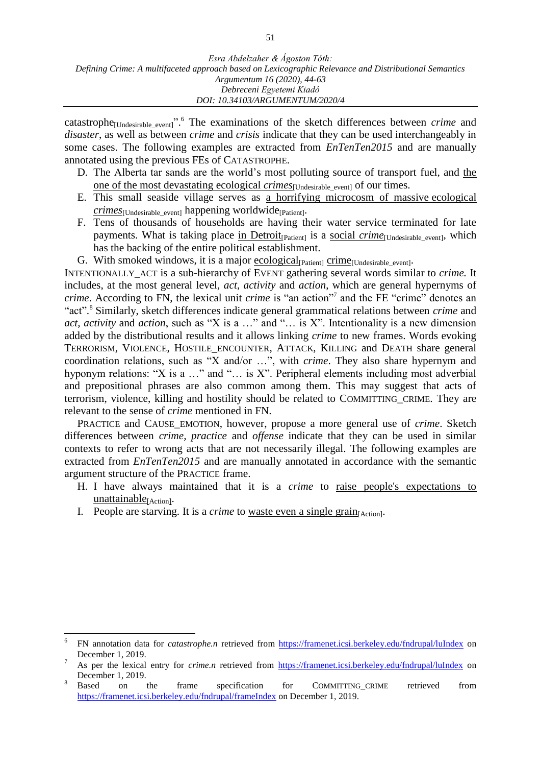catastrophe[Undesirable_event]".[6] The examinations of the sketch differences between *crime* and *disaster*, as well as between *crime* and *crisis* indicate that they can be used interchangeably in some cases. The following examples are extracted from *EnTenTen2015* and are manually annotated using the previous FEs of CATASTROPHE.

D. The Alberta tar sands are the world's most polluting source of transport fuel, and the one of the most devastating ecological *crimes*[Undesirable_event] of our times.

E. This small seaside village serves as a horrifying microcosm of massive ecological *crimes*[Undesirable_event] happening worldwide[Patient].

F. Tens of thousands of households are having their water service terminated for late payments. What is taking place in Detroit[Patient] is a social *crime*[Undesirable_event], which has the backing of the entire political establishment.

G. With smoked windows, it is a major ecological[Patient] crime[Undesirable_event].

INTENTIONALLY_ACT is a sub-hierarchy of EVENT gathering several words similar to *crime.* It includes, at the most general level, *act*, *activity* and *action*, which are general hypernyms of *crime*. According to FN, the lexical unit *crime* is "an action"[7] and the FE "crime" denotes an "act".[8] Similarly, sketch differences indicate general grammatical relations between *crime* and *act*, *activity* and *action*, such as "X is a …" and "… is X". Intentionality is a new dimension added by the distributional results and it allows linking *crime* to new frames. Words evoking TERRORISM, VIOLENCE, HOSTILE_ENCOUNTER, ATTACK, KILLING and DEATH share general coordination relations, such as "X and/or …", with *crime*. They also share hypernym and hyponym relations: "X is a …" and "… is X". Peripheral elements including most adverbial and prepositional phrases are also common among them. This may suggest that acts of terrorism, violence, killing and hostility should be related to COMMITTING_CRIME. They are relevant to the sense of *crime* mentioned in FN.

PRACTICE and CAUSE_EMOTION, however, propose a more general use of *crime*. Sketch differences between *crime*, *practice* and *offense* indicate that they can be used in similar contexts to refer to wrong acts that are not necessarily illegal. The following examples are extracted from *EnTenTen2015* and are manually annotated in accordance with the semantic argument structure of the PRACTICE frame.

H. I have always maintained that it is a *crime* to raise people's expectations to unattainable[Action].

I. People are starving. It is a *crime* to waste even a single grain[Action].

---

[6] FN annotation data for *catastrophe.n* retrieved from https://framenet.icsi.berkeley.edu/fndrupal/luIndex on December 1, 2019.

[7] As per the lexical entry for *crime.n* retrieved from https://framenet.icsi.berkeley.edu/fndrupal/luIndex on December 1, 2019.

[8] Based on the frame specification for COMMITTING_CRIME retrieved from https://framenet.icsi.berkeley.edu/fndrupal/frameIndex on December 1, 2019.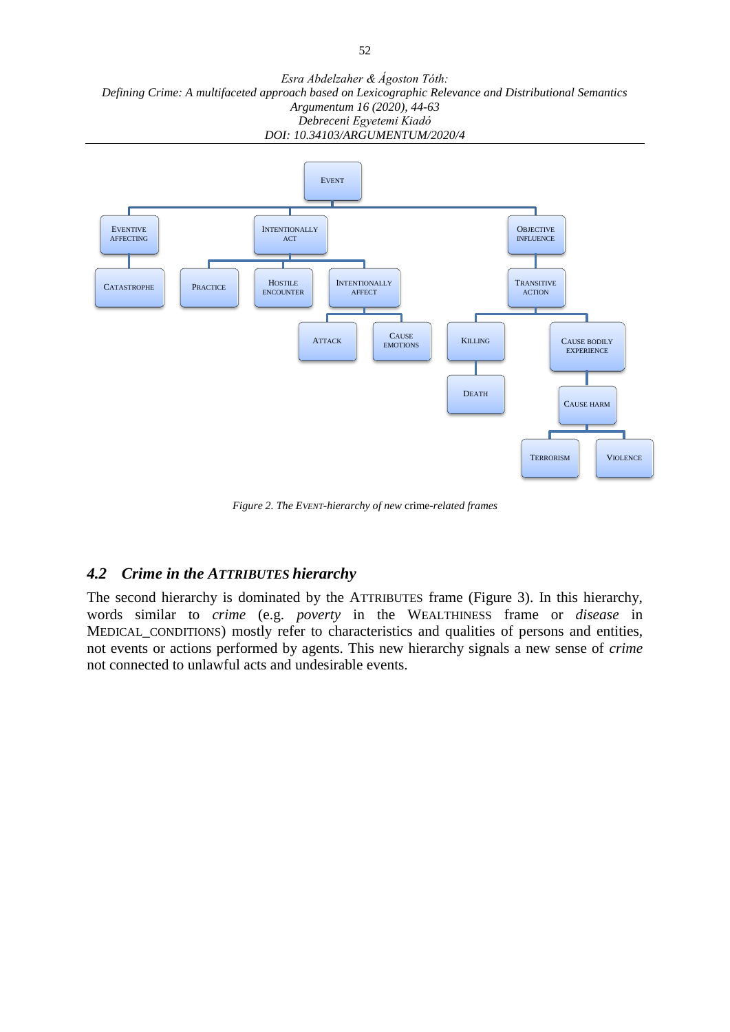EVENT

EVENTIVE AFFECTING — CATASTROPHE

INTENTIONALLY ACT — PRACTICE, HOSTILE ENCOUNTER, INTENTIONALLY AFFECT

INTENTIONALLY AFFECT — ATTACK, CAUSE EMOTIONS

OBJECTIVE INFLUENCE — TRANSITIVE ACTION

TRANSITIVE ACTION — KILLING, CAUSE BODILY EXPERIENCE

KILLING — DEATH

CAUSE BODILY EXPERIENCE — CAUSE HARM

CAUSE HARM — TERRORISM, VIOLENCE

*Figure 2. The* EVENT*-hierarchy of new* crime*-related frames*

### *4.2 Crime in the* ATTRIBUTES *hierarchy*

The second hierarchy is dominated by the ATTRIBUTES frame (Figure 3). In this hierarchy, words similar to *crime* (e.g. *poverty* in the WEALTHINESS frame or *disease* in MEDICAL_CONDITIONS) mostly refer to characteristics and qualities of persons and entities, not events or actions performed by agents. This new hierarchy signals a new sense of *crime* not connected to unlawful acts and undesirable events.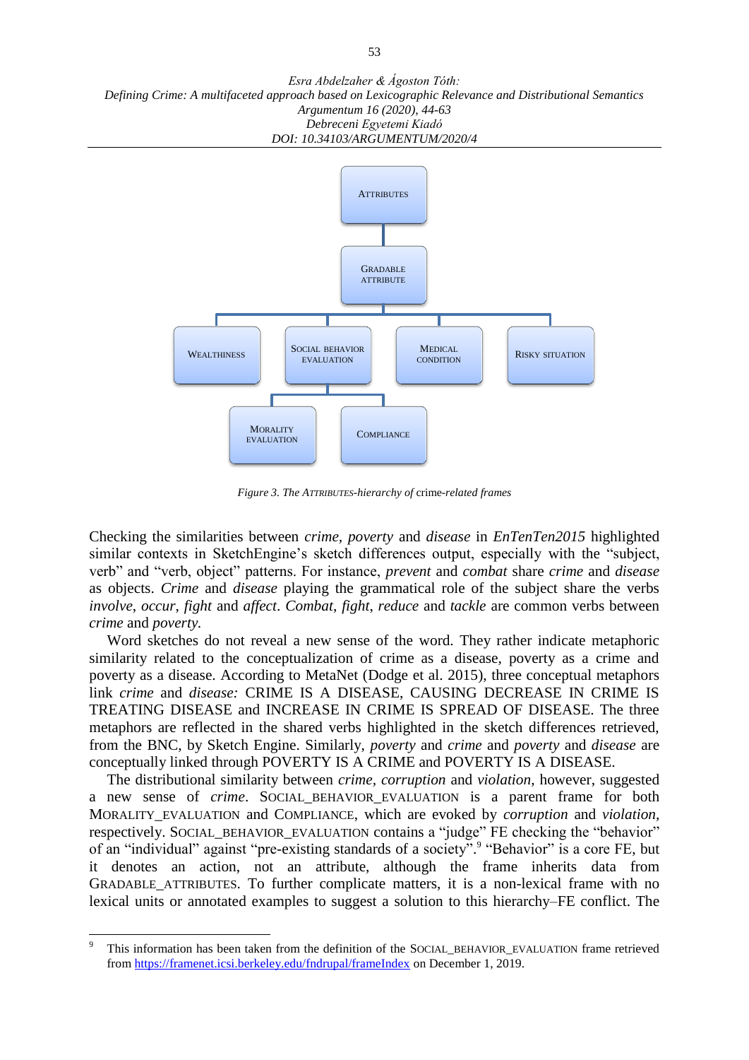ATTRIBUTES

GRADABLE ATTRIBUTE

WEALTHINESS | SOCIAL BEHAVIOR EVALUATION | MEDICAL CONDITION | RISKY SITUATION

MORALITY EVALUATION | COMPLIANCE

*Figure 3. The* ATTRIBUTES*-hierarchy of* crime*-related frames*

Checking the similarities between *crime*, *poverty* and *disease* in *EnTenTen2015* highlighted similar contexts in SketchEngine's sketch differences output, especially with the "subject, verb" and "verb, object" patterns. For instance, *prevent* and *combat* share *crime* and *disease* as objects. *Crime* and *disease* playing the grammatical role of the subject share the verbs *involve*, *occur*, *fight* and *affect*. *Combat*, *fight*, *reduce* and *tackle* are common verbs between *crime* and *poverty.*

Word sketches do not reveal a new sense of the word. They rather indicate metaphoric similarity related to the conceptualization of crime as a disease, poverty as a crime and poverty as a disease. According to MetaNet (Dodge et al. 2015), three conceptual metaphors link *crime* and *disease:* CRIME IS A DISEASE, CAUSING DECREASE IN CRIME IS TREATING DISEASE and INCREASE IN CRIME IS SPREAD OF DISEASE. The three metaphors are reflected in the shared verbs highlighted in the sketch differences retrieved, from the BNC, by Sketch Engine. Similarly, *poverty* and *crime* and *poverty* and *disease* are conceptually linked through POVERTY IS A CRIME and POVERTY IS A DISEASE.

The distributional similarity between *crime*, *corruption* and *violation*, however, suggested a new sense of *crime*. SOCIAL_BEHAVIOR_EVALUATION is a parent frame for both MORALITY_EVALUATION and COMPLIANCE, which are evoked by *corruption* and *violation*, respectively. SOCIAL_BEHAVIOR_EVALUATION contains a "judge" FE checking the "behavior" of an "individual" against "pre-existing standards of a society".[9] "Behavior" is a core FE, but it denotes an action, not an attribute, although the frame inherits data from GRADABLE_ATTRIBUTES. To further complicate matters, it is a non-lexical frame with no lexical units or annotated examples to suggest a solution to this hierarchy–FE conflict. The

---

[9] This information has been taken from the definition of the SOCIAL_BEHAVIOR_EVALUATION frame retrieved from https://framenet.icsi.berkeley.edu/fndrupal/frameIndex on December 1, 2019.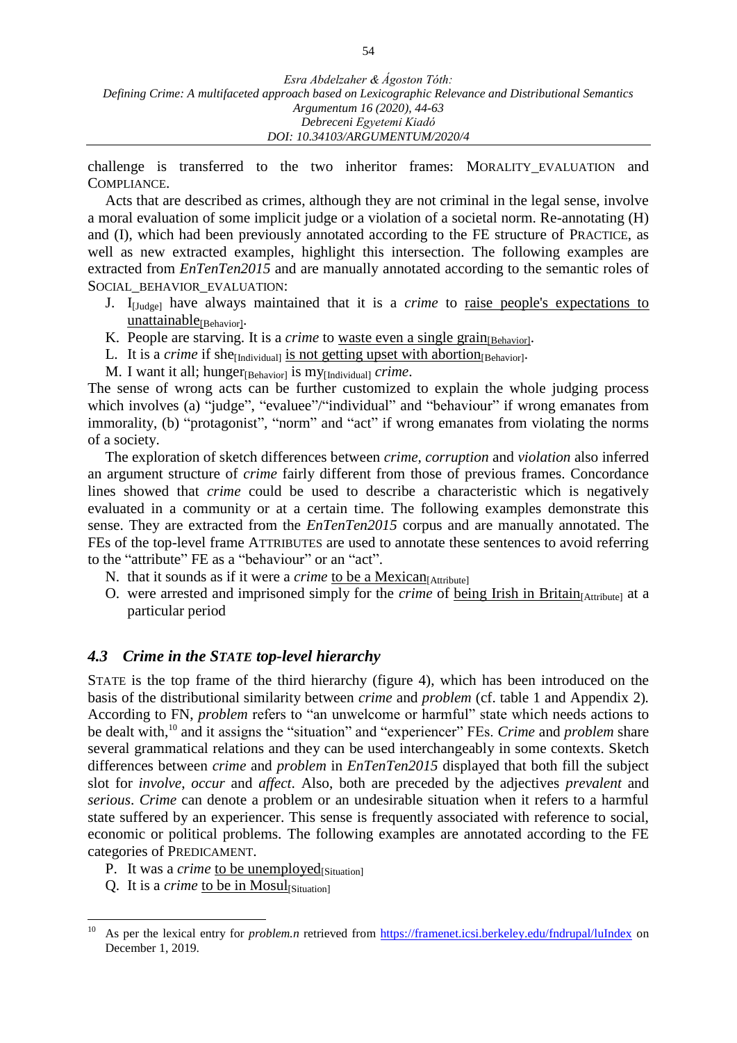challenge is transferred to the two inheritor frames: MORALITY_EVALUATION and COMPLIANCE.

Acts that are described as crimes, although they are not criminal in the legal sense, involve a moral evaluation of some implicit judge or a violation of a societal norm. Re-annotating (H) and (I), which had been previously annotated according to the FE structure of PRACTICE, as well as new extracted examples, highlight this intersection. The following examples are extracted from *EnTenTen2015* and are manually annotated according to the semantic roles of SOCIAL_BEHAVIOR_EVALUATION:

J. I$_{\text{[Judge]}}$ have always maintained that it is a *crime* to <u>raise people's expectations to unattainable</u>$_{\text{[Behavior]}}$.
K. People are starving. It is a *crime* to <u>waste even a single grain</u>$_{\text{[Behavior]}}$.
L. It is a *crime* if she$_{\text{[Individual]}}$ <u>is not getting upset with abortion</u>$_{\text{[Behavior]}}$.
M. I want it all; hunger$_{\text{[Behavior]}}$ is my$_{\text{[Individual]}}$ *crime*.

The sense of wrong acts can be further customized to explain the whole judging process which involves (a) "judge", "evaluee"/"individual" and "behaviour" if wrong emanates from immorality, (b) "protagonist", "norm" and "act" if wrong emanates from violating the norms of a society.

The exploration of sketch differences between *crime*, *corruption* and *violation* also inferred an argument structure of *crime* fairly different from those of previous frames. Concordance lines showed that *crime* could be used to describe a characteristic which is negatively evaluated in a community or at a certain time. The following examples demonstrate this sense. They are extracted from the *EnTenTen2015* corpus and are manually annotated. The FEs of the top-level frame ATTRIBUTES are used to annotate these sentences to avoid referring to the "attribute" FE as a "behaviour" or an "act".

N. that it sounds as if it were a *crime* <u>to be a Mexican</u>$_{\text{[Attribute]}}$
O. were arrested and imprisoned simply for the *crime* of <u>being Irish in Britain</u>$_{\text{[Attribute]}}$ at a particular period

### *4.3 Crime in the STATE top-level hierarchy*

STATE is the top frame of the third hierarchy (figure 4), which has been introduced on the basis of the distributional similarity between *crime* and *problem* (cf. table 1 and Appendix 2). According to FN, *problem* refers to "an unwelcome or harmful" state which needs actions to be dealt with,[10] and it assigns the "situation" and "experiencer" FEs. *Crime* and *problem* share several grammatical relations and they can be used interchangeably in some contexts. Sketch differences between *crime* and *problem* in *EnTenTen2015* displayed that both fill the subject slot for *involve*, *occur* and *affect*. Also, both are preceded by the adjectives *prevalent* and *serious*. *Crime* can denote a problem or an undesirable situation when it refers to a harmful state suffered by an experiencer. This sense is frequently associated with reference to social, economic or political problems. The following examples are annotated according to the FE categories of PREDICAMENT.

P. It was a *crime* <u>to be unemployed</u>$_{\text{[Situation]}}$
Q. It is a *crime* <u>to be in Mosul</u>$_{\text{[Situation]}}$

---

[10] As per the lexical entry for *problem.n* retrieved from https://framenet.icsi.berkeley.edu/fndrupal/luIndex on December 1, 2019.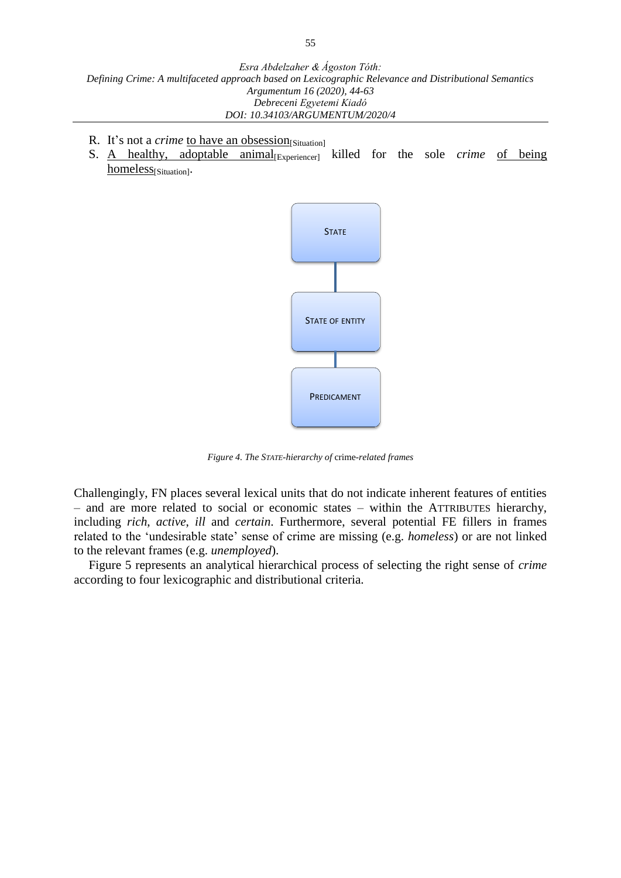R. It's not a *crime* to have an obsession[Situation]

S. A healthy, adoptable animal[Experiencer] killed for the sole *crime* of being homeless[Situation].

STATE

STATE OF ENTITY

PREDICAMENT

*Figure 4. The STATE-hierarchy of* crime*-related frames*

Challengingly, FN places several lexical units that do not indicate inherent features of entities – and are more related to social or economic states – within the ATTRIBUTES hierarchy, including *rich*, *active*, *ill* and *certain*. Furthermore, several potential FE fillers in frames related to the 'undesirable state' sense of crime are missing (e.g. *homeless*) or are not linked to the relevant frames (e.g. *unemployed*).

Figure 5 represents an analytical hierarchical process of selecting the right sense of *crime* according to four lexicographic and distributional criteria.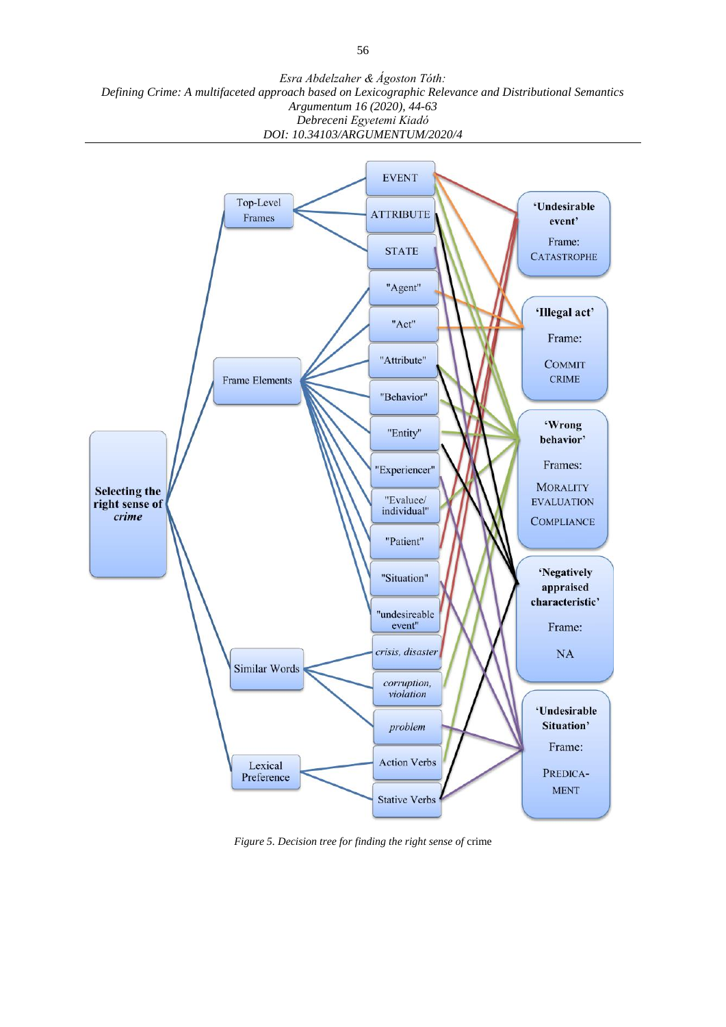Top-Level Frames

- EVENT
- ATTRIBUTE
- STATE

Frame Elements

- "Agent"
- "Act"
- "Attribute"
- "Behavior"
- "Entity"
- "Experiencer"
- "Evaluee/ individual"
- "Patient"
- "Situation"
- "undesireable event"

Similar Words

- *crisis, disaster*
- *corruption, violation*
- *problem*

Lexical Preference

- Action Verbs
- Stative Verbs

**Selecting the right sense of *crime***

**'Undesirable event'**
Frame: CATASTROPHE

**'Illegal act'**
Frame: COMMIT CRIME

**'Wrong behavior'**
Frames: MORALITY EVALUATION COMPLIANCE

**'Negatively appraised characteristic'**
Frame: NA

**'Undesirable Situation'**
Frame: PREDICAMENT

*Figure 5. Decision tree for finding the right sense of* crime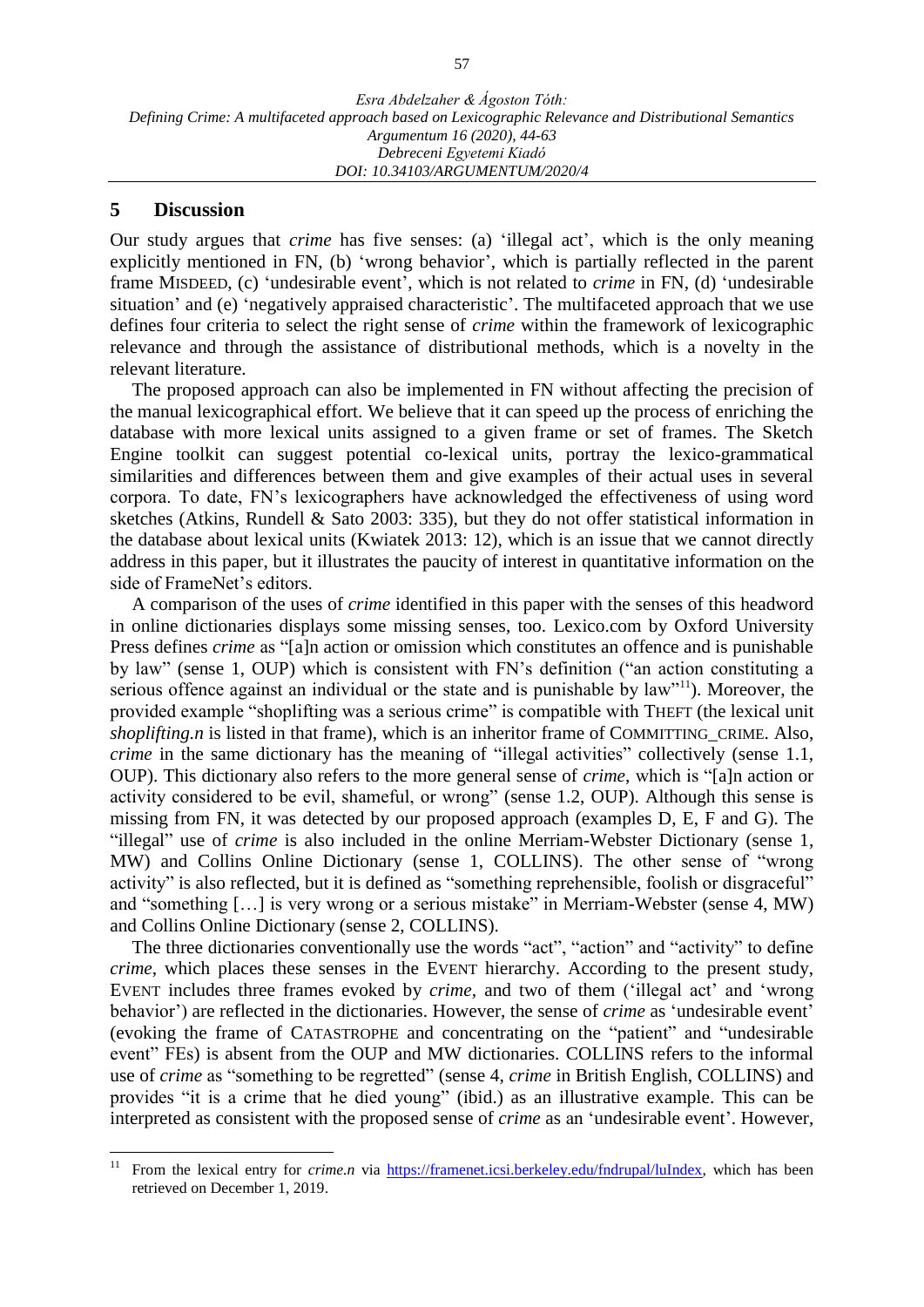## 5 Discussion

Our study argues that *crime* has five senses: (a) 'illegal act', which is the only meaning explicitly mentioned in FN, (b) 'wrong behavior', which is partially reflected in the parent frame MISDEED, (c) 'undesirable event', which is not related to *crime* in FN, (d) 'undesirable situation' and (e) 'negatively appraised characteristic'. The multifaceted approach that we use defines four criteria to select the right sense of *crime* within the framework of lexicographic relevance and through the assistance of distributional methods, which is a novelty in the relevant literature.

The proposed approach can also be implemented in FN without affecting the precision of the manual lexicographical effort. We believe that it can speed up the process of enriching the database with more lexical units assigned to a given frame or set of frames. The Sketch Engine toolkit can suggest potential co-lexical units, portray the lexico-grammatical similarities and differences between them and give examples of their actual uses in several corpora. To date, FN's lexicographers have acknowledged the effectiveness of using word sketches (Atkins, Rundell & Sato 2003: 335), but they do not offer statistical information in the database about lexical units (Kwiatek 2013: 12), which is an issue that we cannot directly address in this paper, but it illustrates the paucity of interest in quantitative information on the side of FrameNet's editors.

A comparison of the uses of *crime* identified in this paper with the senses of this headword in online dictionaries displays some missing senses, too. Lexico.com by Oxford University Press defines *crime* as "[a]n action or omission which constitutes an offence and is punishable by law" (sense 1, OUP) which is consistent with FN's definition ("an action constituting a serious offence against an individual or the state and is punishable by law"[11]). Moreover, the provided example "shoplifting was a serious crime" is compatible with THEFT (the lexical unit *shoplifting.n* is listed in that frame), which is an inheritor frame of COMMITTING_CRIME. Also, *crime* in the same dictionary has the meaning of "illegal activities" collectively (sense 1.1, OUP). This dictionary also refers to the more general sense of *crime*, which is "[a]n action or activity considered to be evil, shameful, or wrong" (sense 1.2, OUP). Although this sense is missing from FN, it was detected by our proposed approach (examples D, E, F and G). The "illegal" use of *crime* is also included in the online Merriam-Webster Dictionary (sense 1, MW) and Collins Online Dictionary (sense 1, COLLINS). The other sense of "wrong activity" is also reflected, but it is defined as "something reprehensible, foolish or disgraceful" and "something […] is very wrong or a serious mistake" in Merriam-Webster (sense 4, MW) and Collins Online Dictionary (sense 2, COLLINS).

The three dictionaries conventionally use the words "act", "action" and "activity" to define *crime*, which places these senses in the EVENT hierarchy. According to the present study, EVENT includes three frames evoked by *crime*, and two of them ('illegal act' and 'wrong behavior') are reflected in the dictionaries. However, the sense of *crime* as 'undesirable event' (evoking the frame of CATASTROPHE and concentrating on the "patient" and "undesirable event" FEs) is absent from the OUP and MW dictionaries. COLLINS refers to the informal use of *crime* as "something to be regretted" (sense 4, *crime* in British English, COLLINS) and provides "it is a crime that he died young" (ibid.) as an illustrative example. This can be interpreted as consistent with the proposed sense of *crime* as an 'undesirable event'. However,

[11] From the lexical entry for *crime.n* via https://framenet.icsi.berkeley.edu/fndrupal/luIndex, which has been retrieved on December 1, 2019.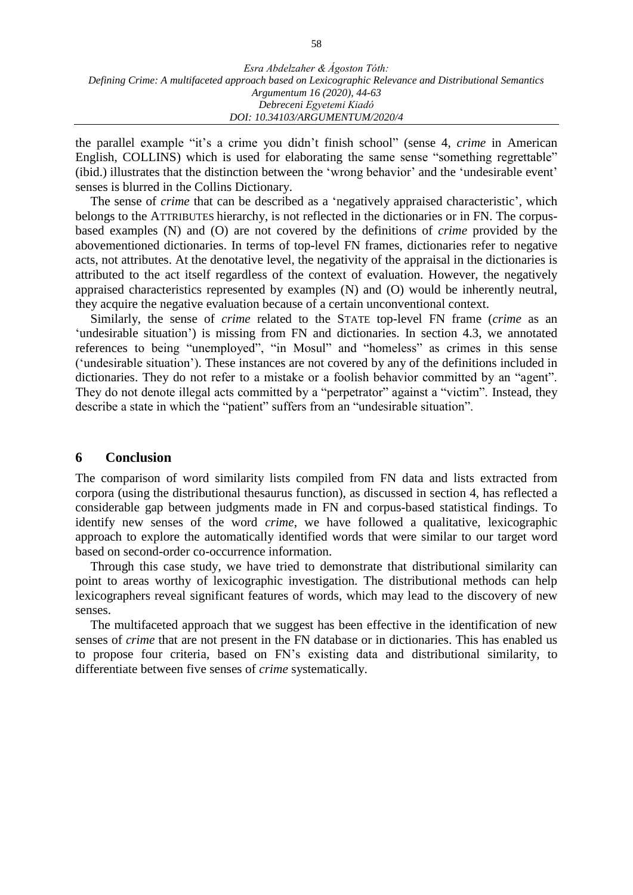the parallel example "it's a crime you didn't finish school" (sense 4, *crime* in American English, COLLINS) which is used for elaborating the same sense "something regrettable" (ibid.) illustrates that the distinction between the 'wrong behavior' and the 'undesirable event' senses is blurred in the Collins Dictionary.

The sense of *crime* that can be described as a 'negatively appraised characteristic', which belongs to the ATTRIBUTES hierarchy, is not reflected in the dictionaries or in FN. The corpus-based examples (N) and (O) are not covered by the definitions of *crime* provided by the abovementioned dictionaries. In terms of top-level FN frames, dictionaries refer to negative acts, not attributes. At the denotative level, the negativity of the appraisal in the dictionaries is attributed to the act itself regardless of the context of evaluation. However, the negatively appraised characteristics represented by examples (N) and (O) would be inherently neutral, they acquire the negative evaluation because of a certain unconventional context.

Similarly, the sense of *crime* related to the STATE top-level FN frame (*crime* as an 'undesirable situation') is missing from FN and dictionaries. In section 4.3, we annotated references to being "unemployed", "in Mosul" and "homeless" as crimes in this sense ('undesirable situation'). These instances are not covered by any of the definitions included in dictionaries. They do not refer to a mistake or a foolish behavior committed by an "agent". They do not denote illegal acts committed by a "perpetrator" against a "victim". Instead, they describe a state in which the "patient" suffers from an "undesirable situation".

## 6 Conclusion

The comparison of word similarity lists compiled from FN data and lists extracted from corpora (using the distributional thesaurus function), as discussed in section 4, has reflected a considerable gap between judgments made in FN and corpus-based statistical findings. To identify new senses of the word *crime*, we have followed a qualitative, lexicographic approach to explore the automatically identified words that were similar to our target word based on second-order co-occurrence information.

Through this case study, we have tried to demonstrate that distributional similarity can point to areas worthy of lexicographic investigation. The distributional methods can help lexicographers reveal significant features of words, which may lead to the discovery of new senses.

The multifaceted approach that we suggest has been effective in the identification of new senses of *crime* that are not present in the FN database or in dictionaries. This has enabled us to propose four criteria, based on FN's existing data and distributional similarity, to differentiate between five senses of *crime* systematically.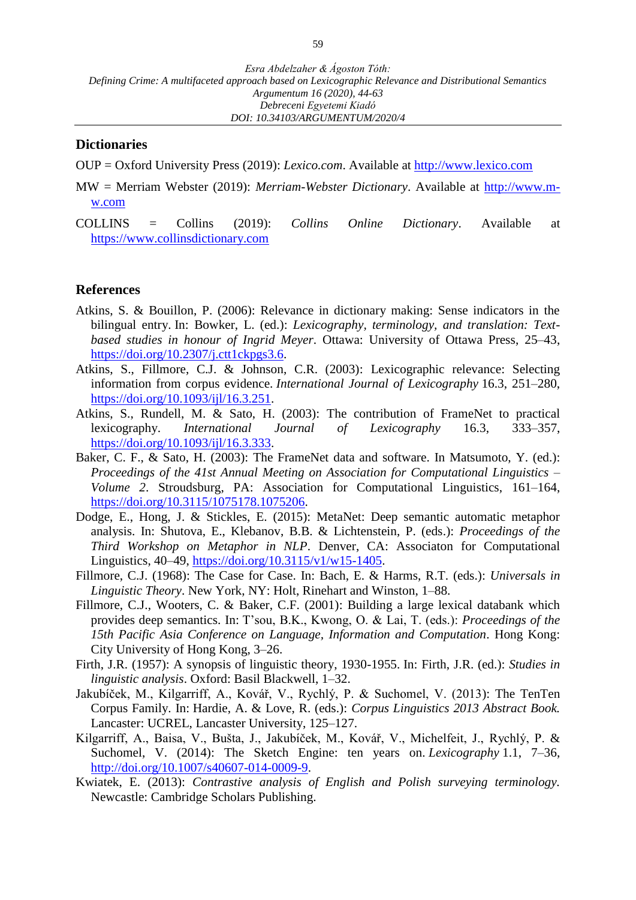## Dictionaries

OUP = Oxford University Press (2019): *Lexico.com*. Available at http://www.lexico.com

MW = Merriam Webster (2019): *Merriam-Webster Dictionary*. Available at http://www.m-w.com

COLLINS = Collins (2019): *Collins Online Dictionary*. Available at https://www.collinsdictionary.com

## References

Atkins, S. & Bouillon, P. (2006): Relevance in dictionary making: Sense indicators in the bilingual entry. In: Bowker, L. (ed.): *Lexicography, terminology, and translation: Text-based studies in honour of Ingrid Meyer*. Ottawa: University of Ottawa Press, 25–43, https://doi.org/10.2307/j.ctt1ckpgs3.6.

Atkins, S., Fillmore, C.J. & Johnson, C.R. (2003): Lexicographic relevance: Selecting information from corpus evidence. *International Journal of Lexicography* 16.3, 251–280, https://doi.org/10.1093/ijl/16.3.251.

Atkins, S., Rundell, M. & Sato, H. (2003): The contribution of FrameNet to practical lexicography. *International Journal of Lexicography* 16.3, 333–357, https://doi.org/10.1093/ijl/16.3.333.

Baker, C. F., & Sato, H. (2003): The FrameNet data and software. In Matsumoto, Y. (ed.): *Proceedings of the 41st Annual Meeting on Association for Computational Linguistics – Volume 2*. Stroudsburg, PA: Association for Computational Linguistics, 161–164, https://doi.org/10.3115/1075178.1075206.

Dodge, E., Hong, J. & Stickles, E. (2015): MetaNet: Deep semantic automatic metaphor analysis. In: Shutova, E., Klebanov, B.B. & Lichtenstein, P. (eds.): *Proceedings of the Third Workshop on Metaphor in NLP*. Denver, CA: Associaton for Computational Linguistics, 40–49, https://doi.org/10.3115/v1/w15-1405.

Fillmore, C.J. (1968): The Case for Case. In: Bach, E. & Harms, R.T. (eds.): *Universals in Linguistic Theory*. New York, NY: Holt, Rinehart and Winston, 1–88.

Fillmore, C.J., Wooters, C. & Baker, C.F. (2001): Building a large lexical databank which provides deep semantics. In: T'sou, B.K., Kwong, O. & Lai, T. (eds.): *Proceedings of the 15th Pacific Asia Conference on Language, Information and Computation*. Hong Kong: City University of Hong Kong, 3–26.

Firth, J.R. (1957): A synopsis of linguistic theory, 1930-1955. In: Firth, J.R. (ed.): *Studies in linguistic analysis*. Oxford: Basil Blackwell, 1–32.

Jakubíček, M., Kilgarriff, A., Kovář, V., Rychlý, P. & Suchomel, V. (2013): The TenTen Corpus Family. In: Hardie, A. & Love, R. (eds.): *Corpus Linguistics 2013 Abstract Book.* Lancaster: UCREL, Lancaster University, 125–127.

Kilgarriff, A., Baisa, V., Bušta, J., Jakubíček, M., Kovář, V., Michelfeit, J., Rychlý, P. & Suchomel, V. (2014): The Sketch Engine: ten years on. *Lexicography* 1.1, 7–36, http://doi.org/10.1007/s40607-014-0009-9.

Kwiatek, E. (2013): *Contrastive analysis of English and Polish surveying terminology.* Newcastle: Cambridge Scholars Publishing.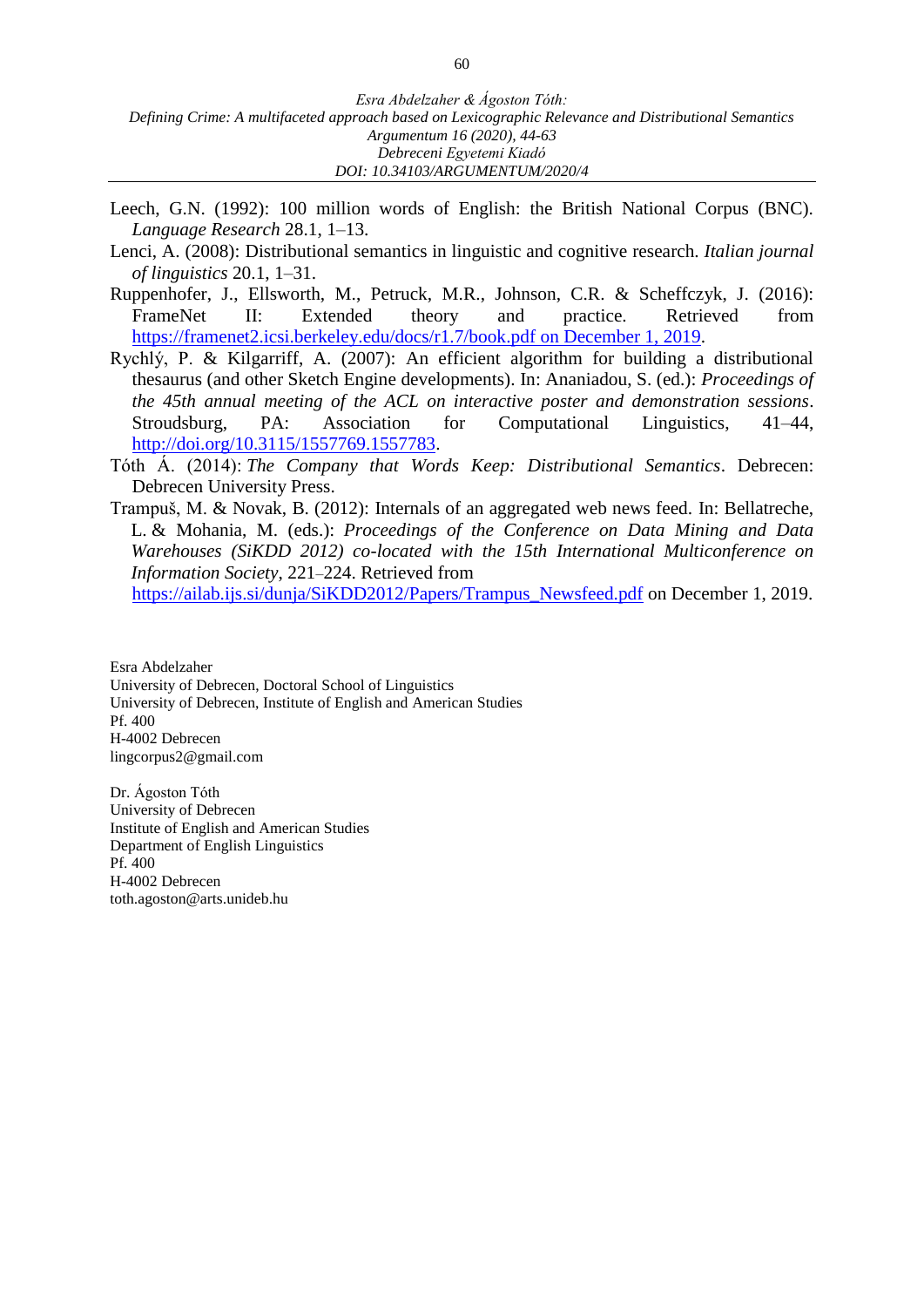Leech, G.N. (1992): 100 million words of English: the British National Corpus (BNC). *Language Research* 28.1, 1–13.

Lenci, A. (2008): Distributional semantics in linguistic and cognitive research. *Italian journal of linguistics* 20.1, 1–31.

Ruppenhofer, J., Ellsworth, M., Petruck, M.R., Johnson, C.R. & Scheffczyk, J. (2016): FrameNet II: Extended theory and practice. Retrieved from https://framenet2.icsi.berkeley.edu/docs/r1.7/book.pdf on December 1, 2019.

Rychlý, P. & Kilgarriff, A. (2007): An efficient algorithm for building a distributional thesaurus (and other Sketch Engine developments). In: Ananiadou, S. (ed.): *Proceedings of the 45th annual meeting of the ACL on interactive poster and demonstration sessions*. Stroudsburg, PA: Association for Computational Linguistics, 41–44, http://doi.org/10.3115/1557769.1557783.

Tóth Á. (2014): *The Company that Words Keep: Distributional Semantics*. Debrecen: Debrecen University Press.

Trampuš, M. & Novak, B. (2012): Internals of an aggregated web news feed. In: Bellatreche, L. & Mohania, M. (eds.): *Proceedings of the Conference on Data Mining and Data Warehouses (SiKDD 2012) co-located with the 15th International Multiconference on Information Society*, 221–224. Retrieved from https://ailab.ijs.si/dunja/SiKDD2012/Papers/Trampus_Newsfeed.pdf on December 1, 2019.

Esra Abdelzaher
University of Debrecen, Doctoral School of Linguistics
University of Debrecen, Institute of English and American Studies
Pf. 400
H-4002 Debrecen
lingcorpus2@gmail.com

Dr. Ágoston Tóth
University of Debrecen
Institute of English and American Studies
Department of English Linguistics
Pf. 400
H-4002 Debrecen
toth.agoston@arts.unideb.hu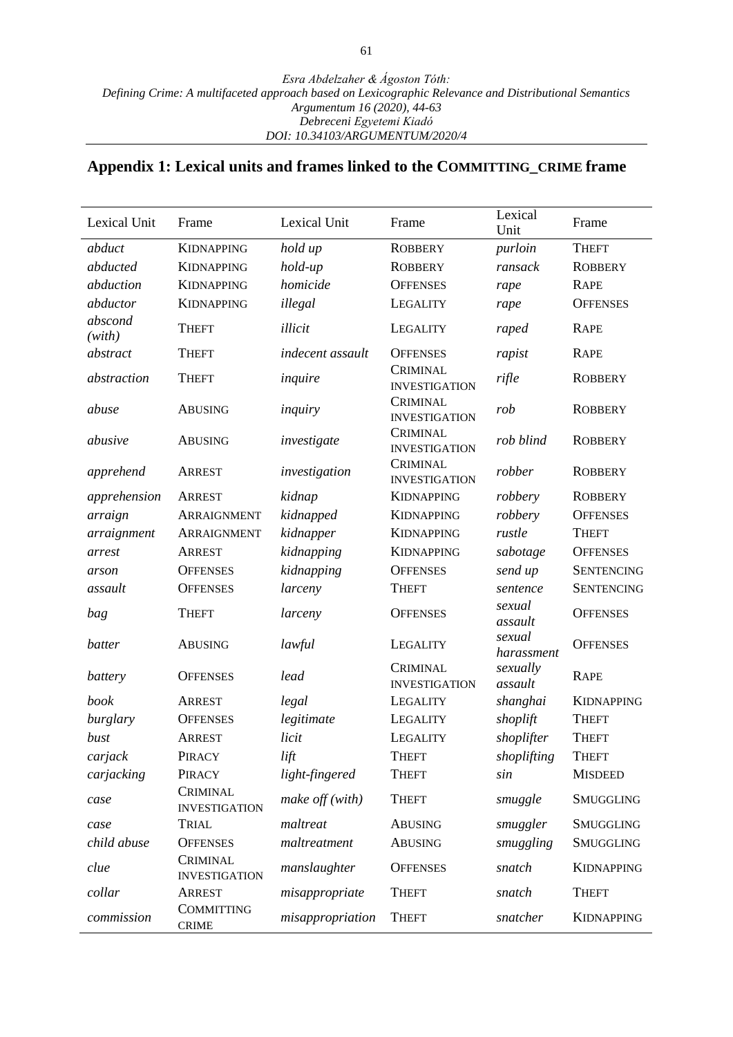## Appendix 1: Lexical units and frames linked to the COMMITTING_CRIME frame

| Lexical Unit | Frame | Lexical Unit | Frame | Lexical Unit | Frame |
|---|---|---|---|---|---|
| *abduct* | KIDNAPPING | *hold up* | ROBBERY | *purloin* | THEFT |
| *abducted* | KIDNAPPING | *hold-up* | ROBBERY | *ransack* | ROBBERY |
| *abduction* | KIDNAPPING | *homicide* | OFFENSES | *rape* | RAPE |
| *abductor* | KIDNAPPING | *illegal* | LEGALITY | *rape* | OFFENSES |
| *abscond (with)* | THEFT | *illicit* | LEGALITY | *raped* | RAPE |
| *abstract* | THEFT | *indecent assault* | OFFENSES | *rapist* | RAPE |
| *abstraction* | THEFT | *inquire* | CRIMINAL INVESTIGATION | *rifle* | ROBBERY |
| *abuse* | ABUSING | *inquiry* | CRIMINAL INVESTIGATION | *rob* | ROBBERY |
| *abusive* | ABUSING | *investigate* | CRIMINAL INVESTIGATION | *rob blind* | ROBBERY |
| *apprehend* | ARREST | *investigation* | CRIMINAL INVESTIGATION | *robber* | ROBBERY |
| *apprehension* | ARREST | *kidnap* | KIDNAPPING | *robbery* | ROBBERY |
| *arraign* | ARRAIGNMENT | *kidnapped* | KIDNAPPING | *robbery* | OFFENSES |
| *arraignment* | ARRAIGNMENT | *kidnapper* | KIDNAPPING | *rustle* | THEFT |
| *arrest* | ARREST | *kidnapping* | KIDNAPPING | *sabotage* | OFFENSES |
| *arson* | OFFENSES | *kidnapping* | OFFENSES | *send up* | SENTENCING |
| *assault* | OFFENSES | *larceny* | THEFT | *sentence* | SENTENCING |
| *bag* | THEFT | *larceny* | OFFENSES | *sexual assault* | OFFENSES |
| *batter* | ABUSING | *lawful* | LEGALITY | *sexual harassment* | OFFENSES |
| *battery* | OFFENSES | *lead* | CRIMINAL INVESTIGATION | *sexually assault* | RAPE |
| *book* | ARREST | *legal* | LEGALITY | *shanghai* | KIDNAPPING |
| *burglary* | OFFENSES | *legitimate* | LEGALITY | *shoplift* | THEFT |
| *bust* | ARREST | *licit* | LEGALITY | *shoplifter* | THEFT |
| *carjack* | PIRACY | *lift* | THEFT | *shoplifting* | THEFT |
| *carjacking* | PIRACY | *light-fingered* | THEFT | *sin* | MISDEED |
| *case* | CRIMINAL INVESTIGATION | *make off (with)* | THEFT | *smuggle* | SMUGGLING |
| *case* | TRIAL | *maltreat* | ABUSING | *smuggler* | SMUGGLING |
| *child abuse* | OFFENSES | *maltreatment* | ABUSING | *smuggling* | SMUGGLING |
| *clue* | CRIMINAL INVESTIGATION | *manslaughter* | OFFENSES | *snatch* | KIDNAPPING |
| *collar* | ARREST | *misappropriate* | THEFT | *snatch* | THEFT |
| *commission* | COMMITTING CRIME | *misappropriation* | THEFT | *snatcher* | KIDNAPPING |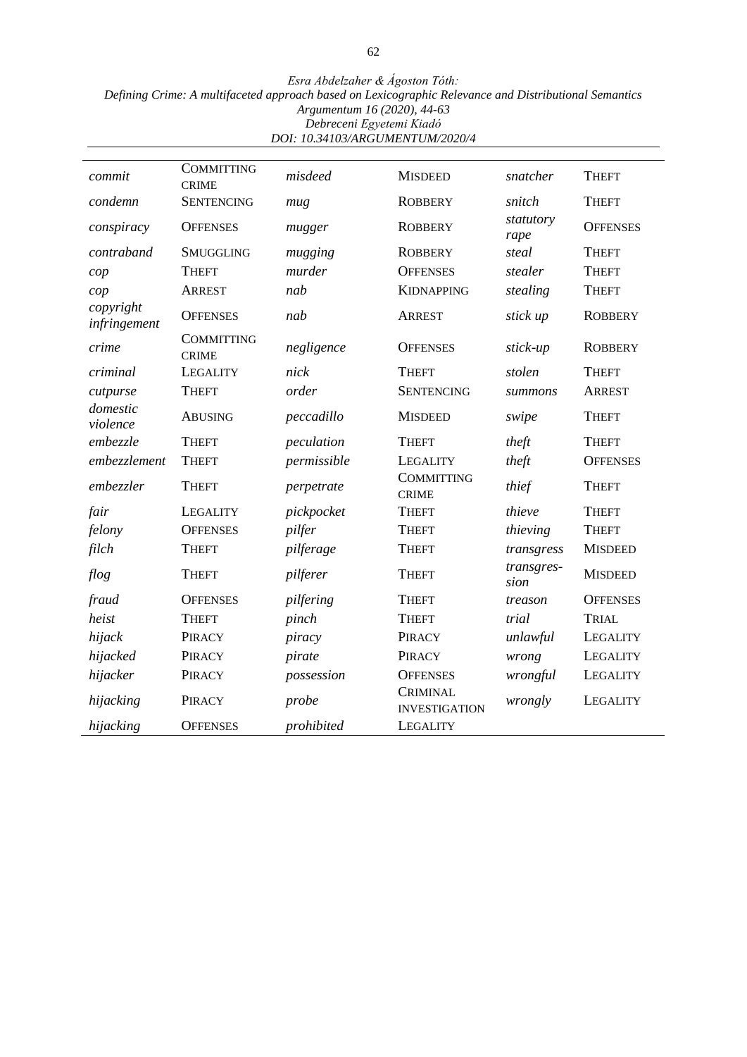| *commit* | Committing crime | *misdeed* | Misdeed | *snatcher* | Theft |
|---|---|---|---|---|---|
| *condemn* | Sentencing | *mug* | Robbery | *snitch* | Theft |
| *conspiracy* | Offenses | *mugger* | Robbery | *statutory rape* | Offenses |
| *contraband* | Smuggling | *mugging* | Robbery | *steal* | Theft |
| *cop* | Theft | *murder* | Offenses | *stealer* | Theft |
| *cop* | Arrest | *nab* | Kidnapping | *stealing* | Theft |
| *copyright infringement* | Offenses | *nab* | Arrest | *stick up* | Robbery |
| *crime* | Committing crime | *negligence* | Offenses | *stick-up* | Robbery |
| *criminal* | Legality | *nick* | Theft | *stolen* | Theft |
| *cutpurse* | Theft | *order* | Sentencing | *summons* | Arrest |
| *domestic violence* | Abusing | *peccadillo* | Misdeed | *swipe* | Theft |
| *embezzle* | Theft | *peculation* | Theft | *theft* | Theft |
| *embezzlement* | Theft | *permissible* | Legality | *theft* | Offenses |
| *embezzler* | Theft | *perpetrate* | Committing crime | *thief* | Theft |
| *fair* | Legality | *pickpocket* | Theft | *thieve* | Theft |
| *felony* | Offenses | *pilfer* | Theft | *thieving* | Theft |
| *filch* | Theft | *pilferage* | Theft | *transgress* | Misdeed |
| *flog* | Theft | *pilferer* | Theft | *transgression* | Misdeed |
| *fraud* | Offenses | *pilfering* | Theft | *treason* | Offenses |
| *heist* | Theft | *pinch* | Theft | *trial* | Trial |
| *hijack* | Piracy | *piracy* | Piracy | *unlawful* | Legality |
| *hijacked* | Piracy | *pirate* | Piracy | *wrong* | Legality |
| *hijacker* | Piracy | *possession* | Offenses | *wrongful* | Legality |
| *hijacking* | Piracy | *probe* | Criminal investigation | *wrongly* | Legality |
| *hijacking* | Offenses | *prohibited* | Legality | | |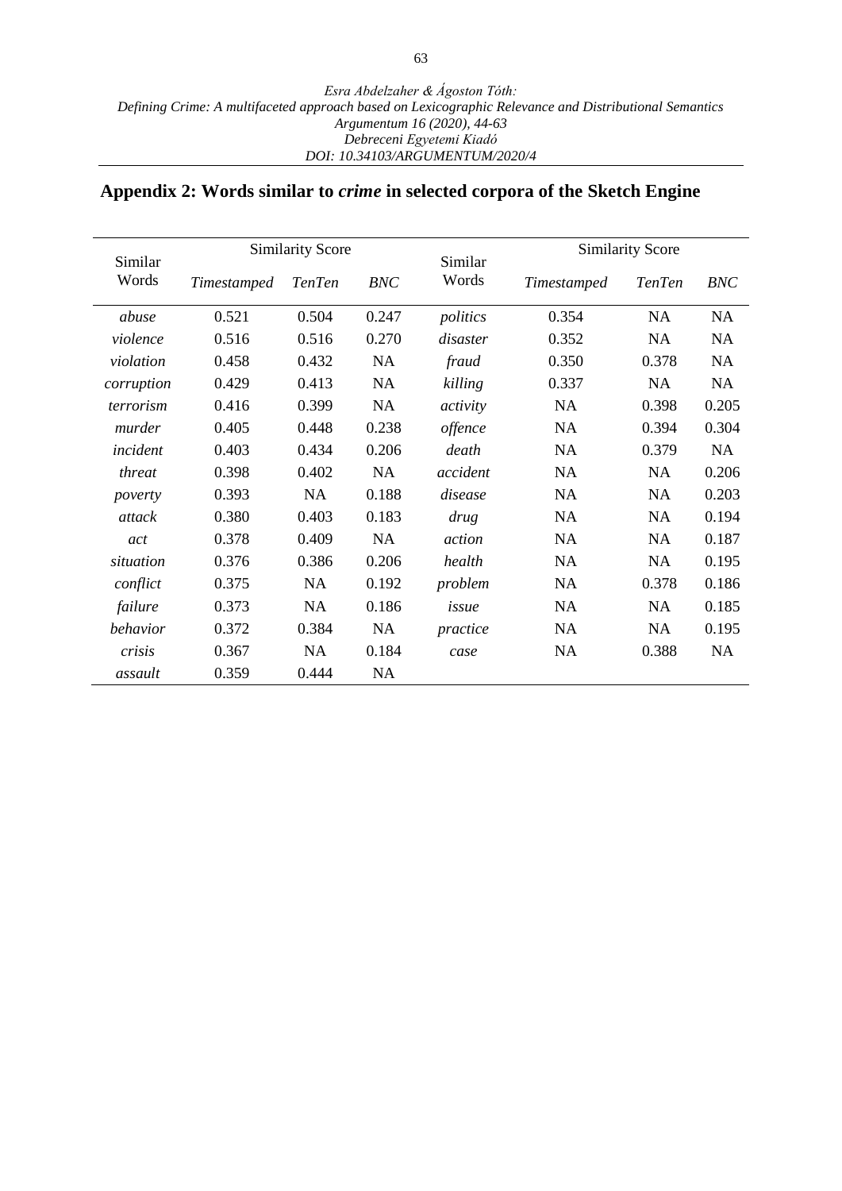## Appendix 2: Words similar to *crime* in selected corpora of the Sketch Engine

| Similar Words | Similarity Score | | | Similar Words | Similarity Score | | |
|---|---|---|---|---|---|---|---|
| | *Timestamped* | *TenTen* | *BNC* | | *Timestamped* | *TenTen* | *BNC* |
| *abuse* | 0.521 | 0.504 | 0.247 | *politics* | 0.354 | NA | NA |
| *violence* | 0.516 | 0.516 | 0.270 | *disaster* | 0.352 | NA | NA |
| *violation* | 0.458 | 0.432 | NA | *fraud* | 0.350 | 0.378 | NA |
| *corruption* | 0.429 | 0.413 | NA | *killing* | 0.337 | NA | NA |
| *terrorism* | 0.416 | 0.399 | NA | *activity* | NA | 0.398 | 0.205 |
| *murder* | 0.405 | 0.448 | 0.238 | *offence* | NA | 0.394 | 0.304 |
| *incident* | 0.403 | 0.434 | 0.206 | *death* | NA | 0.379 | NA |
| *threat* | 0.398 | 0.402 | NA | *accident* | NA | NA | 0.206 |
| *poverty* | 0.393 | NA | 0.188 | *disease* | NA | NA | 0.203 |
| *attack* | 0.380 | 0.403 | 0.183 | *drug* | NA | NA | 0.194 |
| *act* | 0.378 | 0.409 | NA | *action* | NA | NA | 0.187 |
| *situation* | 0.376 | 0.386 | 0.206 | *health* | NA | NA | 0.195 |
| *conflict* | 0.375 | NA | 0.192 | *problem* | NA | 0.378 | 0.186 |
| *failure* | 0.373 | NA | 0.186 | *issue* | NA | NA | 0.185 |
| *behavior* | 0.372 | 0.384 | NA | *practice* | NA | NA | 0.195 |
| *crisis* | 0.367 | NA | 0.184 | *case* | NA | 0.388 | NA |
| *assault* | 0.359 | 0.444 | NA | | | | |